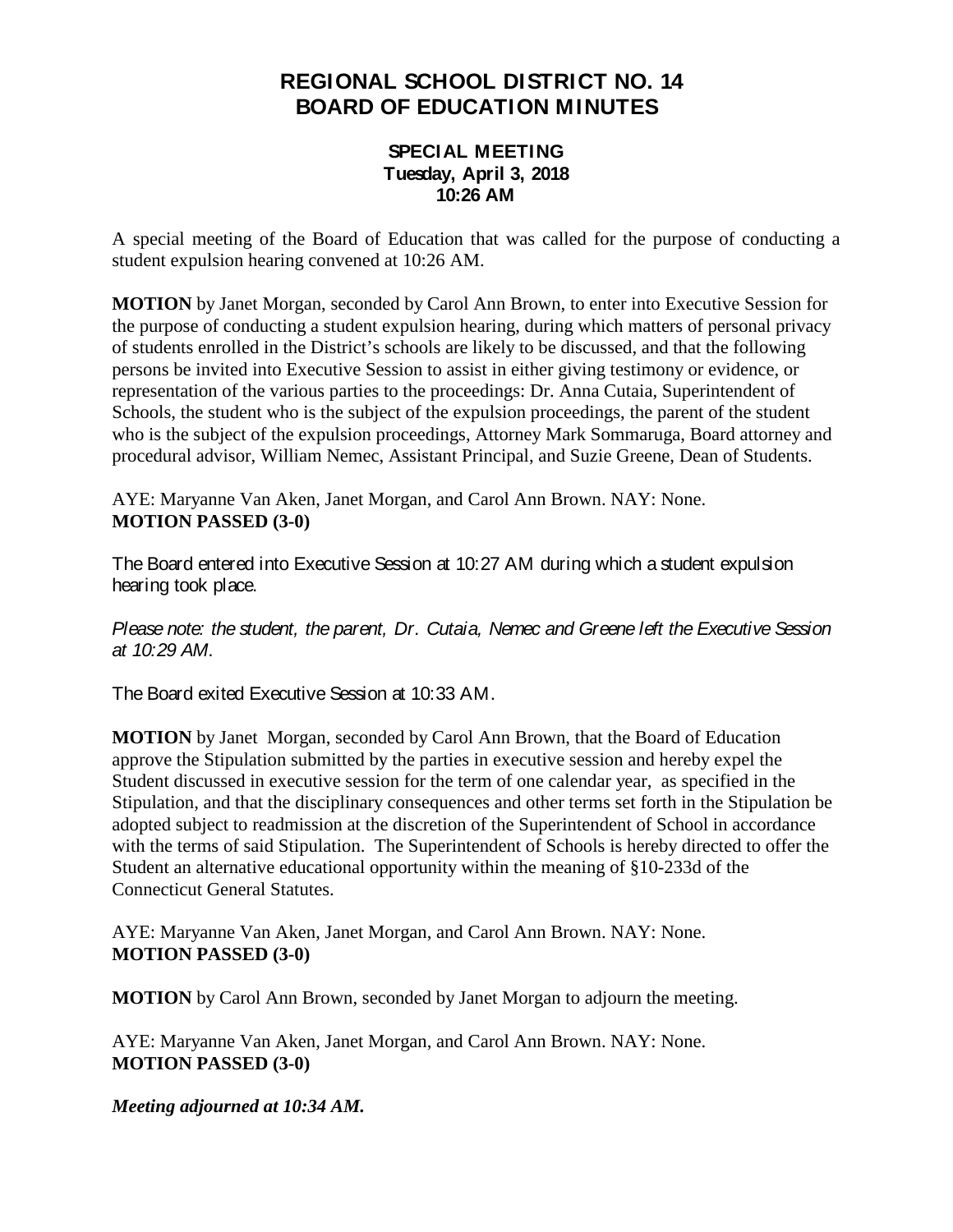# REGIONAL SCHOOL DISTRICT NO. 14
# BOARD OF EDUCATION MINUTES

### SPECIAL MEETING
### Tuesday, April 3, 2018
### 10:26 AM

A special meeting of the Board of Education that was called for the purpose of conducting a student expulsion hearing convened at 10:26 AM.

**MOTION** by Janet Morgan, seconded by Carol Ann Brown, to enter into Executive Session for the purpose of conducting a student expulsion hearing, during which matters of personal privacy of students enrolled in the District's schools are likely to be discussed, and that the following persons be invited into Executive Session to assist in either giving testimony or evidence, or representation of the various parties to the proceedings: Dr. Anna Cutaia, Superintendent of Schools, the student who is the subject of the expulsion proceedings, the parent of the student who is the subject of the expulsion proceedings, Attorney Mark Sommaruga, Board attorney and procedural advisor, William Nemec, Assistant Principal, and Suzie Greene, Dean of Students.

AYE: Maryanne Van Aken, Janet Morgan, and Carol Ann Brown. NAY: None.
**MOTION PASSED (3-0)**

The Board entered into Executive Session at 10:27 AM during which a student expulsion hearing took place.

*Please note: the student, the parent, Dr. Cutaia, Nemec and Greene left the Executive Session at 10:29 AM.*

The Board exited Executive Session at 10:33 AM.

**MOTION** by Janet Morgan, seconded by Carol Ann Brown, that the Board of Education approve the Stipulation submitted by the parties in executive session and hereby expel the Student discussed in executive session for the term of one calendar year, as specified in the Stipulation, and that the disciplinary consequences and other terms set forth in the Stipulation be adopted subject to readmission at the discretion of the Superintendent of School in accordance with the terms of said Stipulation. The Superintendent of Schools is hereby directed to offer the Student an alternative educational opportunity within the meaning of §10-233d of the Connecticut General Statutes.

AYE: Maryanne Van Aken, Janet Morgan, and Carol Ann Brown. NAY: None.
**MOTION PASSED (3-0)**

**MOTION** by Carol Ann Brown, seconded by Janet Morgan to adjourn the meeting.

AYE: Maryanne Van Aken, Janet Morgan, and Carol Ann Brown. NAY: None.
**MOTION PASSED (3-0)**

***Meeting adjourned at 10:34 AM.***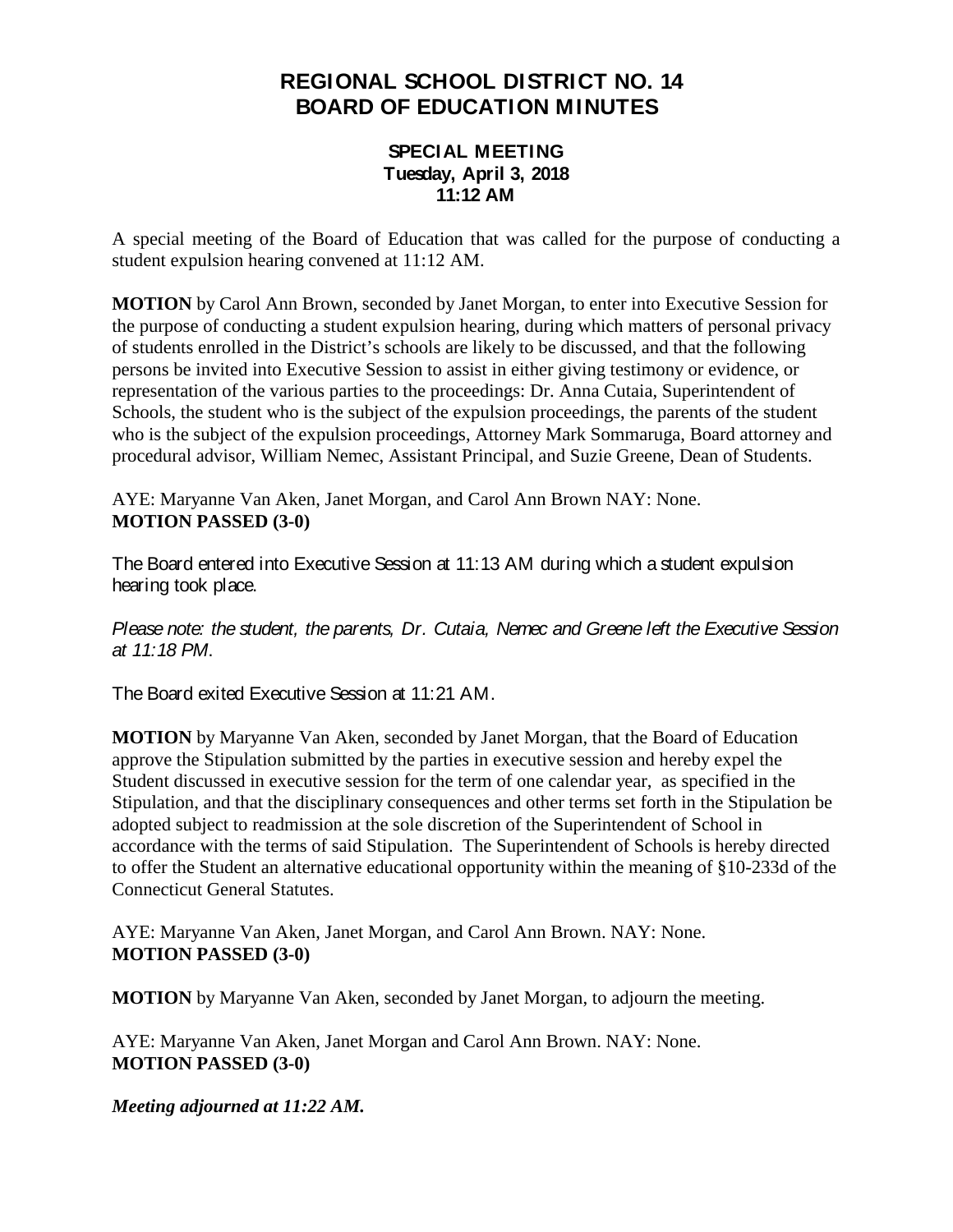# REGIONAL SCHOOL DISTRICT NO. 14
# BOARD OF EDUCATION MINUTES

### SPECIAL MEETING
### Tuesday, April 3, 2018
### 11:12 AM

A special meeting of the Board of Education that was called for the purpose of conducting a student expulsion hearing convened at 11:12 AM.

**MOTION** by Carol Ann Brown, seconded by Janet Morgan, to enter into Executive Session for the purpose of conducting a student expulsion hearing, during which matters of personal privacy of students enrolled in the District's schools are likely to be discussed, and that the following persons be invited into Executive Session to assist in either giving testimony or evidence, or representation of the various parties to the proceedings: Dr. Anna Cutaia, Superintendent of Schools, the student who is the subject of the expulsion proceedings, the parents of the student who is the subject of the expulsion proceedings, Attorney Mark Sommaruga, Board attorney and procedural advisor, William Nemec, Assistant Principal, and Suzie Greene, Dean of Students.

AYE: Maryanne Van Aken, Janet Morgan, and Carol Ann Brown NAY: None.
**MOTION PASSED (3-0)**

The Board entered into Executive Session at 11:13 AM during which a student expulsion hearing took place.

*Please note: the student, the parents, Dr. Cutaia, Nemec and Greene left the Executive Session at 11:18 PM.*

The Board exited Executive Session at 11:21 AM.

**MOTION** by Maryanne Van Aken, seconded by Janet Morgan, that the Board of Education approve the Stipulation submitted by the parties in executive session and hereby expel the Student discussed in executive session for the term of one calendar year, as specified in the Stipulation, and that the disciplinary consequences and other terms set forth in the Stipulation be adopted subject to readmission at the sole discretion of the Superintendent of School in accordance with the terms of said Stipulation. The Superintendent of Schools is hereby directed to offer the Student an alternative educational opportunity within the meaning of §10-233d of the Connecticut General Statutes.

AYE: Maryanne Van Aken, Janet Morgan, and Carol Ann Brown. NAY: None.
**MOTION PASSED (3-0)**

**MOTION** by Maryanne Van Aken, seconded by Janet Morgan, to adjourn the meeting.

AYE: Maryanne Van Aken, Janet Morgan and Carol Ann Brown. NAY: None.
**MOTION PASSED (3-0)**

***Meeting adjourned at 11:22 AM.***